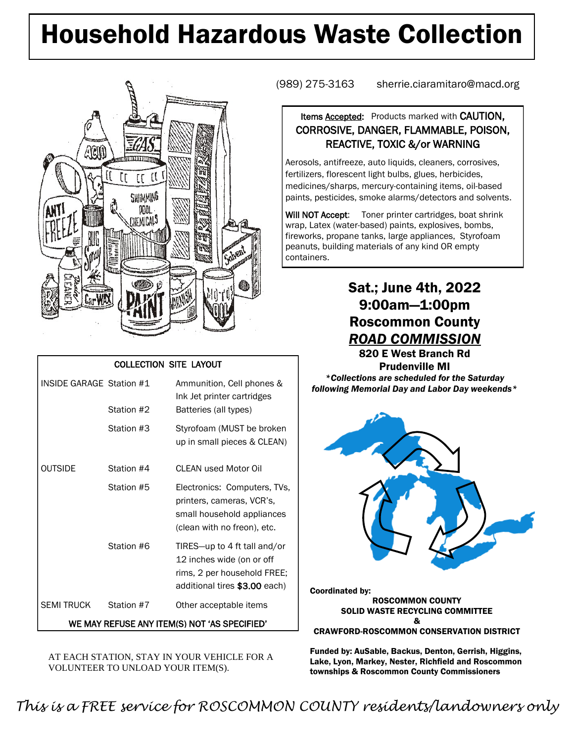# Household Hazardous Waste Collection

(989) 275-3163 sherrie.ciaramitaro@macd.org

**Items Accepted:** Products marked with **CAUTION, CORROSIVE, DANGER, FLAMMABLE, POISON, REACTIVE, TOXIC &/or WARNING**

Aerosols, antifreeze, auto liquids, cleaners, corrosives, fertilizers, florescent light bulbs, glues, herbicides, medicines/sharps, mercury-containing items, oil-based paints, pesticides, smoke alarms/detectors and solvents.

**Will NOT Accept:** Toner printer cartridges, boat shrink wrap, Latex (water-based) paints, explosives, bombs, fireworks, propane tanks, large appliances, Styrofoam peanuts, building materials of any kind OR empty containers.

## Sat.; June 4th, 2022
## 9:00am—1:00pm
## Roscommon County
## ***ROAD COMMISSION***

**820 E West Branch Rd**
**Prudenville MI**

*\*Collections are scheduled for the Saturday following Memorial Day and Labor Day weekends\**

| COLLECTION SITE LAYOUT | | |
|---|---|---|
| INSIDE GARAGE | Station #1 | Ammunition, Cell phones & Ink Jet printer cartridges |
| | Station #2 | Batteries (all types) |
| | Station #3 | Styrofoam (MUST be broken up in small pieces & CLEAN) |
| OUTSIDE | Station #4 | CLEAN used Motor Oil |
| | Station #5 | Electronics: Computers, TVs, printers, cameras, VCR's, small household appliances (clean with no freon), etc. |
| | Station #6 | TIRES—up to 4 ft tall and/or 12 inches wide (on or off rims, 2 per household FREE; additional tires **$3.00** each) |
| SEMI TRUCK | Station #7 | Other acceptable items |
| WE MAY REFUSE ANY ITEM(S) NOT 'AS SPECIFIED' | | |

AT EACH STATION, STAY IN YOUR VEHICLE FOR A VOLUNTEER TO UNLOAD YOUR ITEM(S).

**Coordinated by:**
**ROSCOMMON COUNTY SOLID WASTE RECYCLING COMMITTEE & CRAWFORD-ROSCOMMON CONSERVATION DISTRICT**

**Funded by: AuSable, Backus, Denton, Gerrish, Higgins, Lake, Lyon, Markey, Nester, Richfield and Roscommon townships & Roscommon County Commissioners**

*This is a FREE service for ROSCOMMON COUNTY residents/landowners only*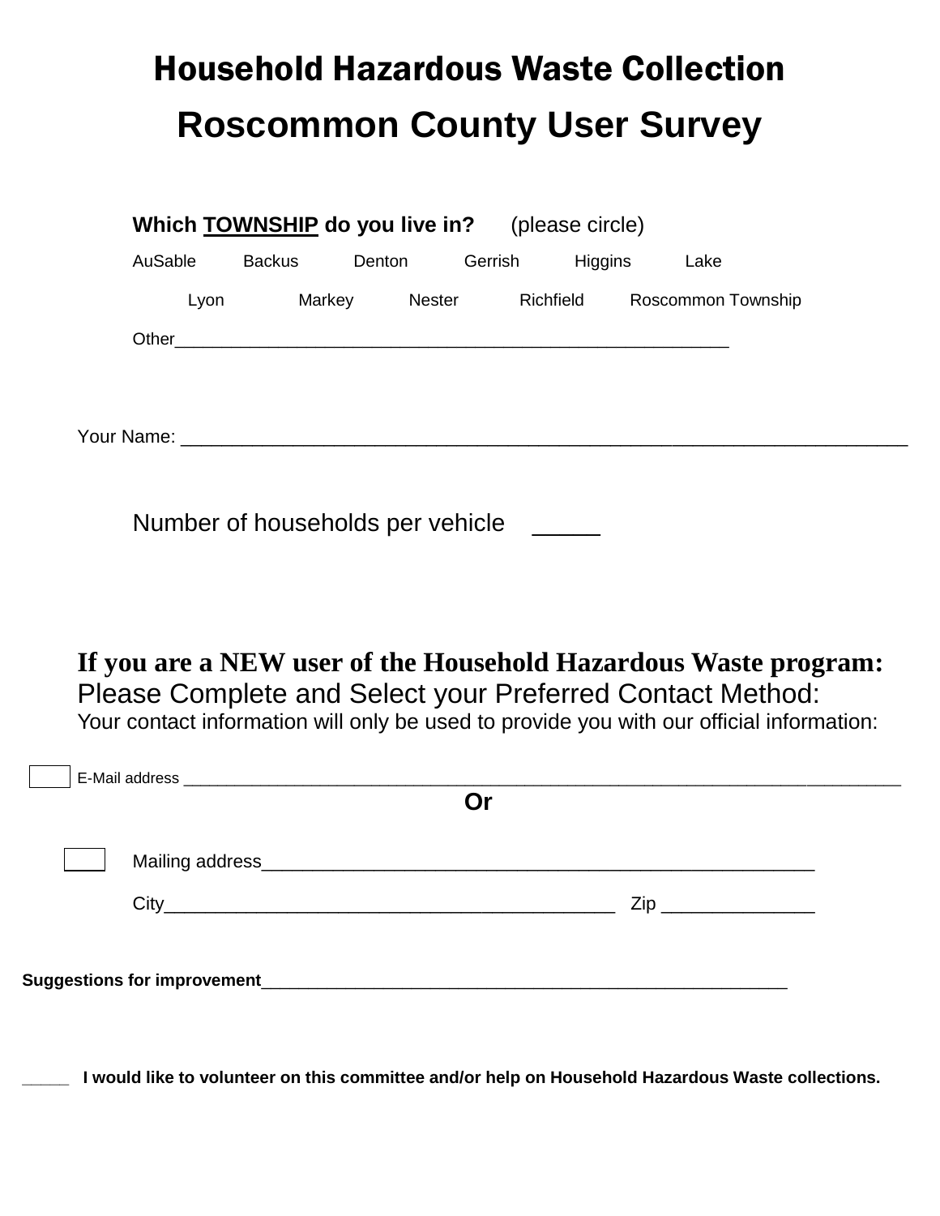# Household Hazardous Waste Collection

# Roscommon County User Survey

**Which TOWNSHIP do you live in?** (please circle)

AuSable Backus Denton Gerrish Higgins Lake

Lyon Markey Nester Richfield Roscommon Township

Other_______________________________________________________

Your Name: ________________________________________________________________________

Number of households per vehicle _____

**If you are a NEW user of the Household Hazardous Waste program:**

Please Complete and Select your Preferred Contact Method:

Your contact information will only be used to provide you with our official information:

☐ E-Mail address ________________________________________________________________________

**Or**

☐ Mailing address________________________________________________

City_____________________________________________ Zip _______________

**Suggestions for improvement**_________________________________________________________

_____ **I would like to volunteer on this committee and/or help on Household Hazardous Waste collections.**